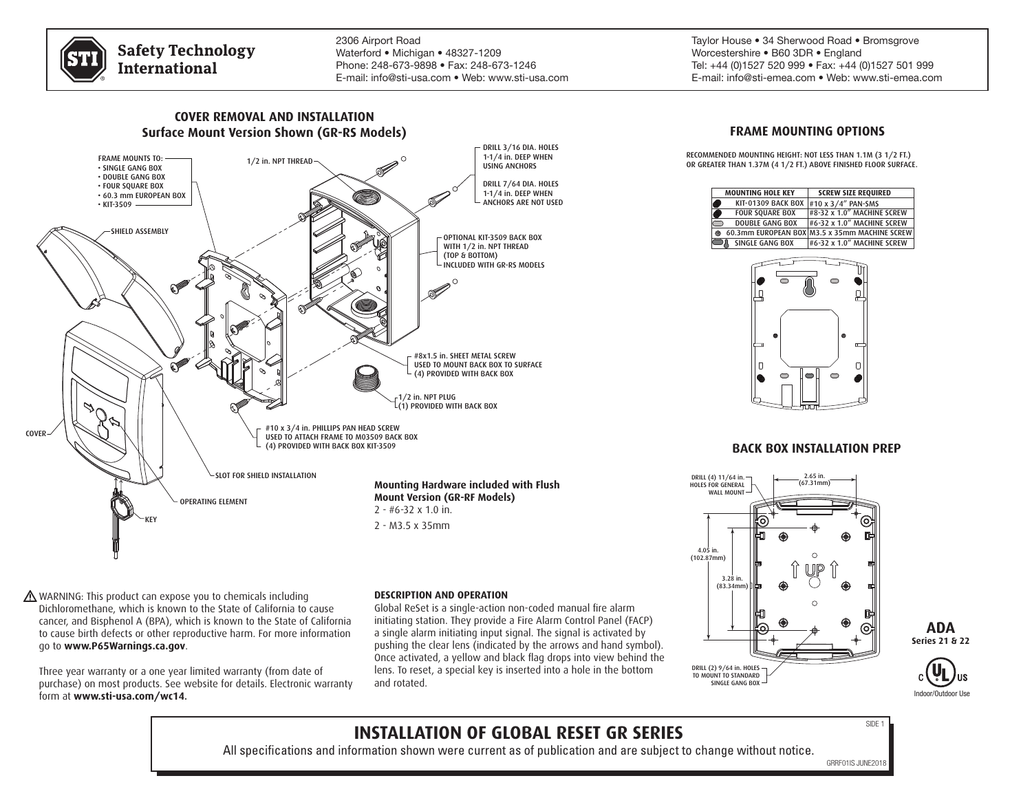**Safety Technology International**

2306 Airport Road
Waterford • Michigan • 48327-1209
Phone: 248-673-9898 • Fax: 248-673-1246
E-mail: info@sti-usa.com • Web: www.sti-usa.com

Taylor House • 34 Sherwood Road • Bromsgrove
Worcestershire • B60 3DR • England
Tel: +44 (0)1527 520 999 • Fax: +44 (0)1527 501 999
E-mail: info@sti-emea.com • Web: www.sti-emea.com

## COVER REMOVAL AND INSTALLATION
### Surface Mount Version Shown (GR-RS Models)

FRAME MOUNTS TO:
- SINGLE GANG BOX
- DOUBLE GANG BOX
- FOUR SQUARE BOX
- 60.3 mm EUROPEAN BOX
- KIT-3509

SHIELD ASSEMBLY

1/2 in. NPT THREAD

DRILL 3/16 DIA. HOLES 1-1/4 in. DEEP WHEN USING ANCHORS

DRILL 7/64 DIA. HOLES 1-1/4 in. DEEP WHEN ANCHORS ARE NOT USED

OPTIONAL KIT-3509 BACK BOX WITH 1/2 in. NPT THREAD (TOP & BOTTOM) INCLUDED WITH GR-RS MODELS

#8x1.5 in. SHEET METAL SCREW USED TO MOUNT BACK BOX TO SURFACE (4) PROVIDED WITH BACK BOX

1/2 in. NPT PLUG (1) PROVIDED WITH BACK BOX

#10 x 3/4 in. PHILLIPS PAN HEAD SCREW USED TO ATTACH FRAME TO M03509 BACK BOX (4) PROVIDED WITH BACK BOX KIT-3509

COVER

SLOT FOR SHIELD INSTALLATION

OPERATING ELEMENT

KEY

**Mounting Hardware included with Flush Mount Version (GR-RF Models)**

2 - #6-32 x 1.0 in.

2 - M3.5 x 35mm

## FRAME MOUNTING OPTIONS

RECOMMENDED MOUNTING HEIGHT: NOT LESS THAN 1.1M (3 1/2 FT.) OR GREATER THAN 1.37M (4 1/2 FT.) ABOVE FINISHED FLOOR SURFACE.

| MOUNTING HOLE KEY | SCREW SIZE REQUIRED |
|---|---|
| KIT-01309 BACK BOX | #10 x 3/4" PAN-SMS |
| FOUR SQUARE BOX | #8-32 x 1.0" MACHINE SCREW |
| DOUBLE GANG BOX | #6-32 x 1.0" MACHINE SCREW |
| 60.3mm EUROPEAN BOX | M3.5 x 35mm MACHINE SCREW |
| SINGLE GANG BOX | #6-32 x 1.0" MACHINE SCREW |

## BACK BOX INSTALLATION PREP

DRILL (4) 11/64 in. HOLES FOR GENERAL WALL MOUNT

2.65 in. (67.31mm)

4.05 in. (102.87mm)

3.28 in. (83.34mm)

UP

DRILL (2) 9/64 in. HOLES TO MOUNT TO STANDARD SINGLE GANG BOX

**ADA**
**Series 21 & 22**

Indoor/Outdoor Use

⚠ WARNING: This product can expose you to chemicals including Dichloromethane, which is known to the State of California to cause cancer, and Bisphenol A (BPA), which is known to the State of California to cause birth defects or other reproductive harm. For more information go to **www.P65Warnings.ca.gov**.

Three year warranty or a one year limited warranty (from date of purchase) on most products. See website for details. Electronic warranty form at **www.sti-usa.com/wc14.**

### DESCRIPTION AND OPERATION

Global ReSet is a single-action non-coded manual fire alarm initiating station. They provide a Fire Alarm Control Panel (FACP) a single alarm initiating input signal. The signal is activated by pushing the clear lens (indicated by the arrows and hand symbol). Once activated, a yellow and black flag drops into view behind the lens. To reset, a special key is inserted into a hole in the bottom and rotated.

# INSTALLATION OF GLOBAL RESET GR SERIES

All specifications and information shown were current as of publication and are subject to change without notice.

GRRF01IS JUNE2018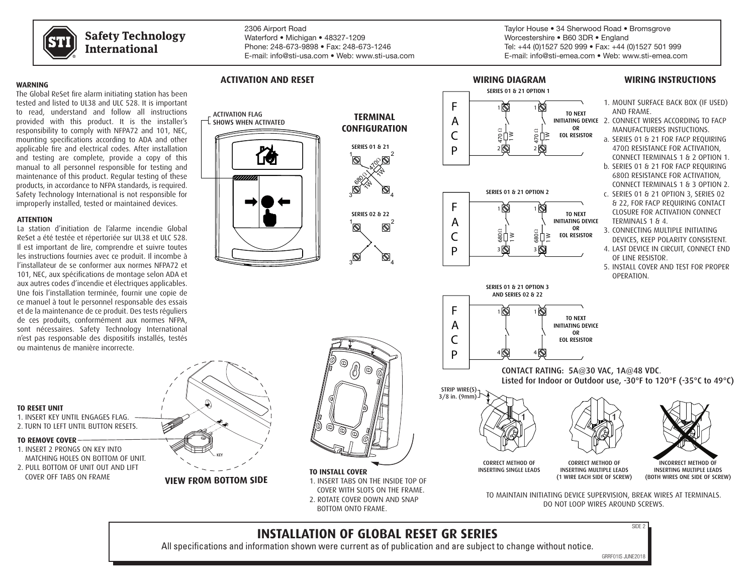**Safety Technology International**

2306 Airport Road
Waterford • Michigan • 48327-1209
Phone: 248-673-9898 • Fax: 248-673-1246
E-mail: info@sti-usa.com • Web: www.sti-usa.com

Taylor House • 34 Sherwood Road • Bromsgrove
Worcestershire • B60 3DR • England
Tel: +44 (0)1527 520 999 • Fax: +44 (0)1527 501 999
E-mail: info@sti-emea.com • Web: www.sti-emea.com

### WARNING

The Global ReSet fire alarm initiating station has been tested and listed to UL38 and ULC 528. It is important to read, understand and follow all instructions provided with this product. It is the installer's responsibility to comply with NFPA72 and 101, NEC, mounting specifications according to ADA and other applicable fire and electrical codes. After installation and testing are complete, provide a copy of this manual to all personnel responsible for testing and maintenance of this product. Regular testing of these products, in accordance to NFPA standards, is required. Safety Technology International is not responsible for improperly installed, tested or maintained devices.

### ATTENTION

La station d'initiation de l'alarme incendie Global ReSet a été testée et répertoriée sur UL38 et ULC 528. Il est important de lire, comprendre et suivre toutes les instructions fournies avec ce produit. Il incombe à l'installateur de se conformer aux normes NFPA72 et 101, NEC, aux spécifications de montage selon ADA et aux autres codes d'incendie et électriques applicables. Une fois l'installation terminée, fournir une copie de ce manuel à tout le personnel responsable des essais et de la maintenance de ce produit. Des tests réguliers de ces produits, conformément aux normes NFPA, sont nécessaires. Safety Technology International n'est pas responsable des dispositifs installés, testés ou maintenus de manière incorrecte.

### ACTIVATION AND RESET

ACTIVATION FLAG SHOWS WHEN ACTIVATED

### TERMINAL CONFIGURATION

SERIES 01 & 21
1, 2, 3, 4
680Ω 1W
470Ω 1W

SERIES 02 & 22
1, 2, 3, 4

### TO RESET UNIT

1. INSERT KEY UNTIL ENGAGES FLAG.
2. TURN TO LEFT UNTIL BUTTON RESETS.

### TO REMOVE COVER

1. INSERT 2 PRONGS ON KEY INTO MATCHING HOLES ON BOTTOM OF UNIT.
2. PULL BOTTOM OF UNIT OUT AND LIFT COVER OFF TABS ON FRAME

KEY

**VIEW FROM BOTTOM SIDE**

### TO INSTALL COVER

1. INSERT TABS ON THE INSIDE TOP OF COVER WITH SLOTS ON THE FRAME.
2. ROTATE COVER DOWN AND SNAP BOTTOM ONTO FRAME.

### WIRING DIAGRAM

SERIES 01 & 21 OPTION 1

FACP
1, 2
470Ω 1W
TO NEXT INITIATING DEVICE OR EOL RESISTOR

SERIES 01 & 21 OPTION 2

FACP
1, 3
680Ω 1W
TO NEXT INITIATING DEVICE OR EOL RESISTOR

SERIES 01 & 21 OPTION 3 AND SERIES 02 & 22

FACP
1, 4
TO NEXT INITIATING DEVICE OR EOL RESISTOR

**CONTACT RATING: 5A@30 VAC, 1A@48 VDC.**
**Listed for Indoor or Outdoor use, -30°F to 120°F (-35°C to 49°C)**

STRIP WIRE(S) 3/8 in. (9mm)

CORRECT METHOD OF INSERTING SINGLE LEADS

CORRECT METHOD OF INSERTING MULTIPLE LEADS (1 WIRE EACH SIDE OF SCREW)

INCORRECT METHOD OF INSERTING MULTIPLE LEADS (BOTH WIRES ONE SIDE OF SCREW)

TO MAINTAIN INITIATING DEVICE SUPERVISION, BREAK WIRES AT TERMINALS. DO NOT LOOP WIRES AROUND SCREWS.

### WIRING INSTRUCTIONS

1. MOUNT SURFACE BACK BOX (IF USED) AND FRAME.
2. CONNECT WIRES ACCORDING TO FACP MANUFACTURERS INSTUCTIONS.
   a. SERIES 01 & 21 FOR FACP REQUIRING 470Ω RESISTANCE FOR ACTIVATION, CONNECT TERMINALS 1 & 2 OPTION 1.
   b. SERIES 01 & 21 FOR FACP REQUIRING 680Ω RESISTANCE FOR ACTIVATION, CONNECT TERMINALS 1 & 3 OPTION 2.
   c. SERIES 01 & 21 OPTION 3, SERIES 02 & 22, FOR FACP REQUIRING CONTACT CLOSURE FOR ACTIVATION CONNECT TERMINALS 1 & 4.
3. CONNECTING MULTIPLE INITIATING DEVICES, KEEP POLARITY CONSISTENT.
4. LAST DEVICE IN CIRCUIT, CONNECT END OF LINE RESISTOR.
5. INSTALL COVER AND TEST FOR PROPER OPERATION.

## INSTALLATION OF GLOBAL RESET GR SERIES

All specifications and information shown were current as of publication and are subject to change without notice.

GRRF01IS JUNE2018